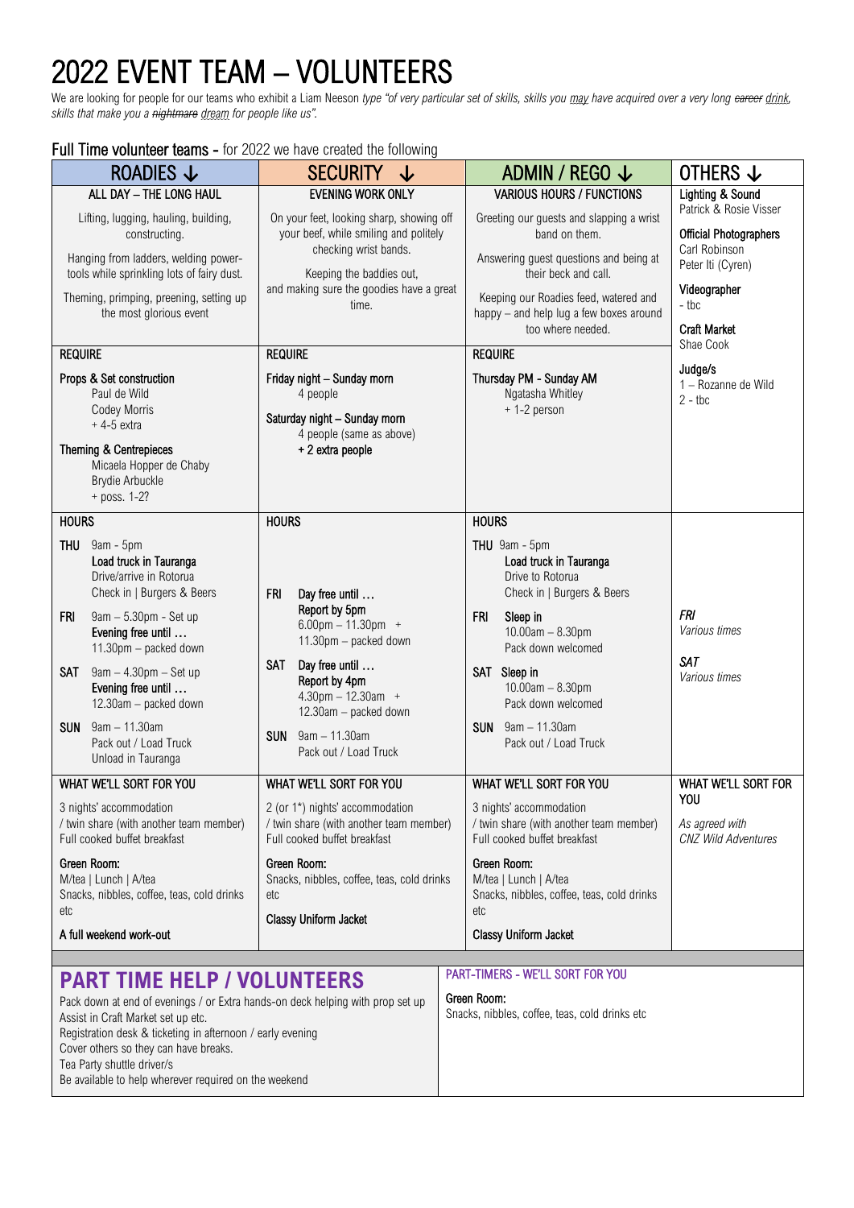# 2022 EVENT TEAM – VOLUNTEERS

We are looking for people for our teams who exhibit a Liam Neeson *type "of very particular set of skills, skills you may have acquired over a very long ~~career~~ drink, skills that make you a ~~nightmare~~ dream for people like us".*

## Full Time volunteer teams - for 2022 we have created the following

| ROADIES ↓ | SECURITY ↓ | ADMIN / REGO ↓ | OTHERS ↓ |
|---|---|---|---|
| ALL DAY – THE LONG HAUL<br><br>Lifting, lugging, hauling, building, constructing.<br><br>Hanging from ladders, welding power-tools while sprinkling lots of fairy dust.<br><br>Theming, primping, preening, setting up the most glorious event | EVENING WORK ONLY<br><br>On your feet, looking sharp, showing off your beef, while smiling and politely checking wrist bands.<br><br>Keeping the baddies out, and making sure the goodies have a great time. | VARIOUS HOURS / FUNCTIONS<br><br>Greeting our guests and slapping a wrist band on them.<br><br>Answering guest questions and being at their beck and call.<br><br>Keeping our Roadies feed, watered and happy – and help lug a few boxes around too where needed. | **Lighting & Sound**<br>Patrick & Rosie Visser<br><br>**Official Photographers**<br>Carl Robinson<br>Peter Iti (Cyren)<br><br>**Videographer**<br>- tbc<br><br>**Craft Market**<br>Shae Cook<br><br>**Judge/s**<br>1 – Rozanne de Wild<br>2 - tbc |
| **REQUIRE**<br><br>**Props & Set construction**<br>Paul de Wild<br>Codey Morris<br>+ 4-5 extra<br><br>**Theming & Centrepieces**<br>Micaela Hopper de Chaby<br>Brydie Arbuckle<br>+ poss. 1-2? | **REQUIRE**<br><br>**Friday night – Sunday morn**<br>4 people<br><br>**Saturday night – Sunday morn**<br>4 people (same as above)<br>**+ 2 extra people** | **REQUIRE**<br><br>**Thursday PM - Sunday AM**<br>Ngatasha Whitley<br>+ 1-2 person | |
| **HOURS**<br><br>**THU** 9am - 5pm<br>**Load truck in Tauranga**<br>Drive/arrive in Rotorua<br>Check in \| Burgers & Beers<br><br>**FRI** 9am – 5.30pm - Set up<br>**Evening free until …**<br>11.30pm – packed down<br><br>**SAT** 9am – 4.30pm – Set up<br>**Evening free until …**<br>12.30am – packed down<br><br>**SUN** 9am – 11.30am<br>Pack out / Load Truck<br>Unload in Tauranga | **HOURS**<br><br>**FRI** **Day free until …**<br>**Report by 5pm**<br>6.00pm – 11.30pm +<br>11.30pm – packed down<br><br>**SAT** **Day free until …**<br>**Report by 4pm**<br>4.30pm – 12.30am +<br>12.30am – packed down<br><br>**SUN** 9am – 11.30am<br>Pack out / Load Truck | **HOURS**<br><br>**THU** 9am - 5pm<br>**Load truck in Tauranga**<br>Drive to Rotorua<br>Check in \| Burgers & Beers<br><br>**FRI** **Sleep in**<br>10.00am – 8.30pm<br>Pack down welcomed<br><br>**SAT** **Sleep in**<br>10.00am – 8.30pm<br>Pack down welcomed<br><br>**SUN** 9am – 11.30am<br>Pack out / Load Truck | *FRI*<br>*Various times*<br><br>*SAT*<br>*Various times* |
| WHAT WE'LL SORT FOR YOU<br><br>3 nights' accommodation / twin share (with another team member)<br>Full cooked buffet breakfast<br><br>**Green Room:**<br>M/tea \| Lunch \| A/tea<br>Snacks, nibbles, coffee, teas, cold drinks etc<br><br>**A full weekend work-out** | WHAT WE'LL SORT FOR YOU<br><br>2 (or 1*) nights' accommodation / twin share (with another team member)<br>Full cooked buffet breakfast<br><br>**Green Room:**<br>Snacks, nibbles, coffee, teas, cold drinks etc<br><br>**Classy Uniform Jacket** | WHAT WE'LL SORT FOR YOU<br><br>3 nights' accommodation / twin share (with another team member)<br>Full cooked buffet breakfast<br><br>**Green Room:**<br>M/tea \| Lunch \| A/tea<br>Snacks, nibbles, coffee, teas, cold drinks etc<br><br>**Classy Uniform Jacket** | WHAT WE'LL SORT FOR YOU<br><br>*As agreed with CNZ Wild Adventures* |

## PART TIME HELP / VOLUNTEERS

Pack down at end of evenings / or Extra hands-on deck helping with prop set up
Assist in Craft Market set up etc.
Registration desk & ticketing in afternoon / early evening
Cover others so they can have breaks.
Tea Party shuttle driver/s
Be available to help wherever required on the weekend

**PART-TIMERS - WE'LL SORT FOR YOU**

**Green Room:**
Snacks, nibbles, coffee, teas, cold drinks etc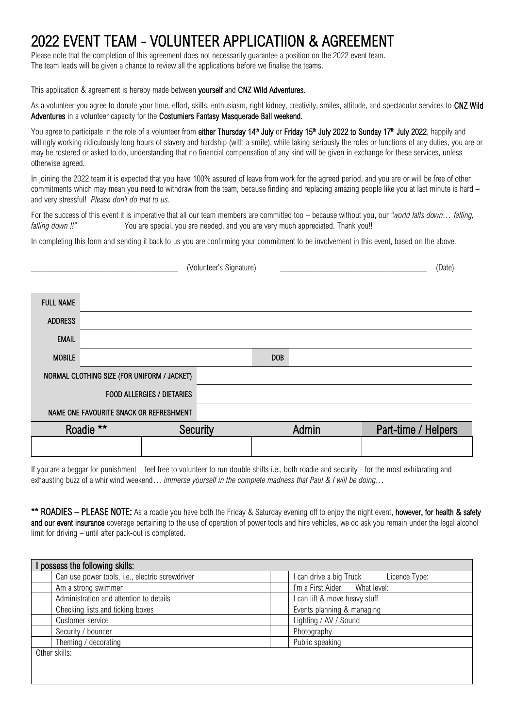# 2022 EVENT TEAM - VOLUNTEER APPLICATIION & AGREEMENT

Please note that the completion of this agreement does not necessarily guarantee a position on the 2022 event team.
The team leads will be given a chance to review all the applications before we finalise the teams.

This application & agreement is hereby made between **yourself** and **CNZ Wild Adventures**.

As a volunteer you agree to donate your time, effort, skills, enthusiasm, right kidney, creativity, smiles, attitude, and spectacular services to **CNZ Wild Adventures** in a volunteer capacity for the **Costumiers Fantasy Masquerade Ball weekend**.

You agree to participate in the role of a volunteer from **either Thursday 14th July** or **Friday 15th July 2022 to Sunday 17th July 2022**, happily and willingly working ridiculously long hours of slavery and hardship (with a smile), while taking seriously the roles or functions of any duties, you are or may be rostered or asked to do, understanding that no financial compensation of any kind will be given in exchange for these services, unless otherwise agreed.

In joining the 2022 team it is expected that you have 100% assured of leave from work for the agreed period, and you are or will be free of other commitments which may mean you need to withdraw from the team, because finding and replacing amazing people like you at last minute is hard – and very stressful! *Please don't do that to us.*

For the success of this event it is imperative that all our team members are committed too – because without you, our *"world falls down… falling, falling down !!"* You are special, you are needed, and you are very much appreciated. Thank you!!

In completing this form and sending it back to us you are confirming your commitment to be involvement in this event, based on the above.

\_\_\_\_\_\_\_\_\_\_\_\_\_\_\_\_\_\_\_\_\_\_\_\_\_\_\_\_\_\_ (Volunteer's Signature) \_\_\_\_\_\_\_\_\_\_\_\_\_\_\_\_\_\_\_\_\_\_\_\_\_\_\_\_\_\_ (Date)

| | | | |
|---|---|---|---|
| **FULL NAME** | | | |
| **ADDRESS** | | | |
| **EMAIL** | | | |
| **MOBILE** | | **DOB** | |
| **NORMAL CLOTHING SIZE (FOR UNIFORM / JACKET)** | | | |
| **FOOD ALLERGIES / DIETARIES** | | | |
| **NAME ONE FAVOURITE SNACK OR REFRESHMENT** | | | |

| Roadie ** | Security | Admin | Part-time / Helpers |
|---|---|---|---|
| | | | |

If you are a beggar for punishment – feel free to volunteer to run double shifts i.e., both roadie and security - for the most exhilarating and exhausting buzz of a whirlwind weekend… *immerse yourself in the complete madness that Paul & I will be doing…*

**\*\* ROADIES – PLEASE NOTE:** As a roadie you have both the Friday & Saturday evening off to enjoy the night event, **however, for health & safety and our event insurance** coverage pertaining to the use of operation of power tools and hire vehicles, we do ask you remain under the legal alcohol limit for driving – until after pack-out is completed.

| I possess the following skills: | | | |
|---|---|---|---|
| | Can use power tools, i.e., electric screwdriver | | I can drive a big Truck Licence Type: |
| | Am a strong swimmer | | I'm a First Aider What level: |
| | Administration and attention to details | | I can lift & move heavy stuff |
| | Checking lists and ticking boxes | | Events planning & managing |
| | Customer service | | Lighting / AV / Sound |
| | Security / bouncer | | Photography |
| | Theming / decorating | | Public speaking |
| Other skills: | | | |